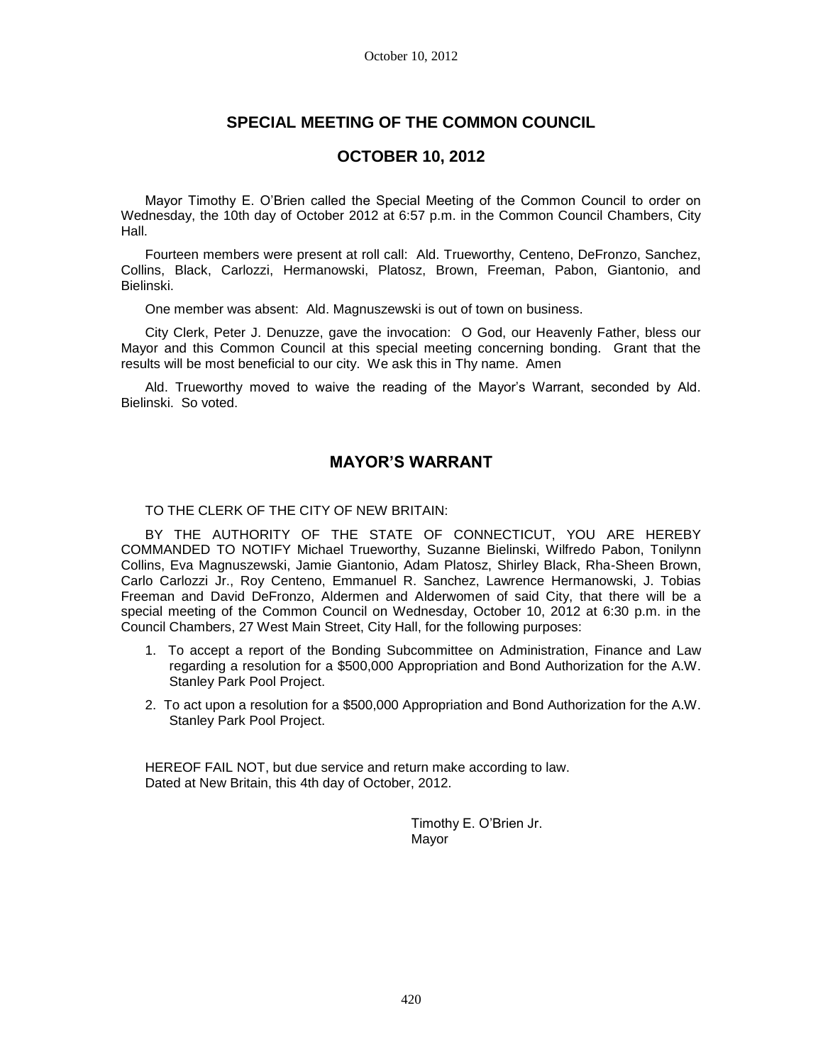## SPECIAL MEETING OF THE COMMON COUNCIL

## OCTOBER 10, 2012

Mayor Timothy E. O'Brien called the Special Meeting of the Common Council to order on Wednesday, the 10th day of October 2012 at 6:57 p.m. in the Common Council Chambers, City Hall.

Fourteen members were present at roll call: Ald. Trueworthy, Centeno, DeFronzo, Sanchez, Collins, Black, Carlozzi, Hermanowski, Platosz, Brown, Freeman, Pabon, Giantonio, and Bielinski.

One member was absent: Ald. Magnuszewski is out of town on business.

City Clerk, Peter J. Denuzze, gave the invocation: O God, our Heavenly Father, bless our Mayor and this Common Council at this special meeting concerning bonding. Grant that the results will be most beneficial to our city. We ask this in Thy name. Amen

Ald. Trueworthy moved to waive the reading of the Mayor's Warrant, seconded by Ald. Bielinski. So voted.

## MAYOR'S WARRANT

TO THE CLERK OF THE CITY OF NEW BRITAIN:

BY THE AUTHORITY OF THE STATE OF CONNECTICUT, YOU ARE HEREBY COMMANDED TO NOTIFY Michael Trueworthy, Suzanne Bielinski, Wilfredo Pabon, Tonilynn Collins, Eva Magnuszewski, Jamie Giantonio, Adam Platosz, Shirley Black, Rha-Sheen Brown, Carlo Carlozzi Jr., Roy Centeno, Emmanuel R. Sanchez, Lawrence Hermanowski, J. Tobias Freeman and David DeFronzo, Aldermen and Alderwomen of said City, that there will be a special meeting of the Common Council on Wednesday, October 10, 2012 at 6:30 p.m. in the Council Chambers, 27 West Main Street, City Hall, for the following purposes:

1. To accept a report of the Bonding Subcommittee on Administration, Finance and Law regarding a resolution for a $500,000 Appropriation and Bond Authorization for the A.W. Stanley Park Pool Project.
2. To act upon a resolution for a $500,000 Appropriation and Bond Authorization for the A.W. Stanley Park Pool Project.

HEREOF FAIL NOT, but due service and return make according to law.
Dated at New Britain, this 4th day of October, 2012.

Timothy E. O'Brien Jr.
Mayor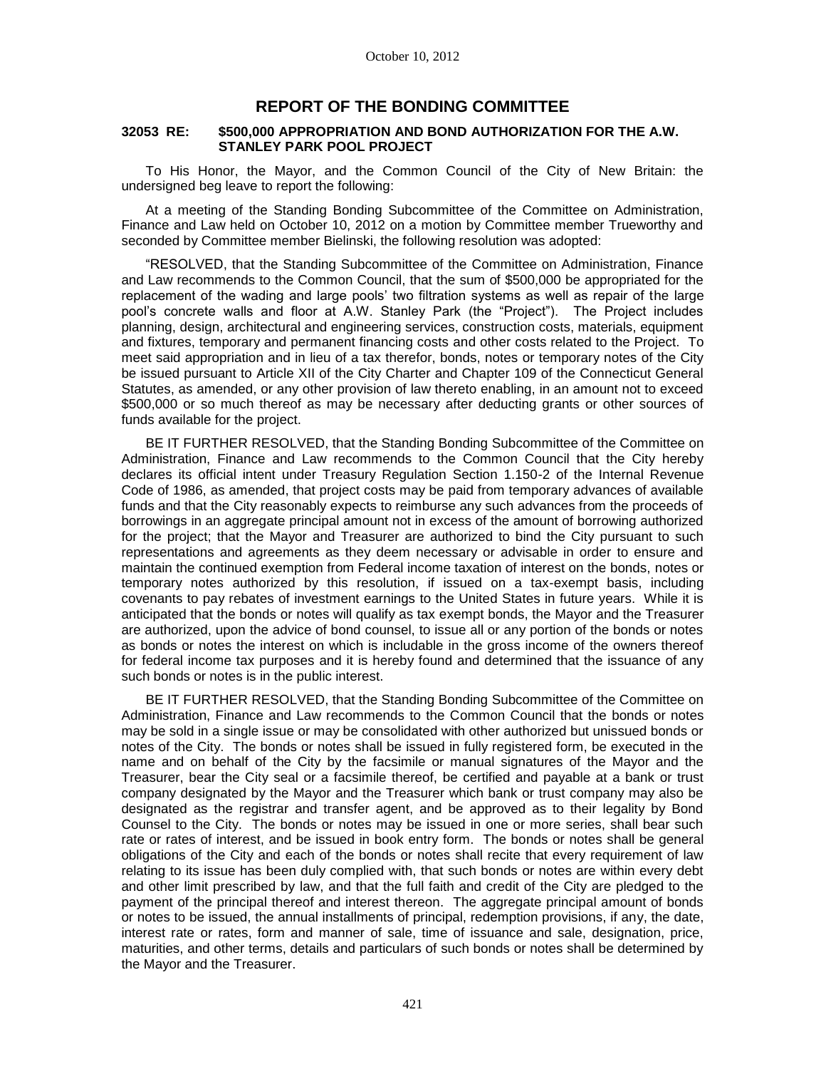# REPORT OF THE BONDING COMMITTEE

**32053 RE: $500,000 APPROPRIATION AND BOND AUTHORIZATION FOR THE A.W. STANLEY PARK POOL PROJECT**

To His Honor, the Mayor, and the Common Council of the City of New Britain: the undersigned beg leave to report the following:

At a meeting of the Standing Bonding Subcommittee of the Committee on Administration, Finance and Law held on October 10, 2012 on a motion by Committee member Trueworthy and seconded by Committee member Bielinski, the following resolution was adopted:

"RESOLVED, that the Standing Subcommittee of the Committee on Administration, Finance and Law recommends to the Common Council, that the sum of $500,000 be appropriated for the replacement of the wading and large pools' two filtration systems as well as repair of the large pool's concrete walls and floor at A.W. Stanley Park (the "Project"). The Project includes planning, design, architectural and engineering services, construction costs, materials, equipment and fixtures, temporary and permanent financing costs and other costs related to the Project. To meet said appropriation and in lieu of a tax therefor, bonds, notes or temporary notes of the City be issued pursuant to Article XII of the City Charter and Chapter 109 of the Connecticut General Statutes, as amended, or any other provision of law thereto enabling, in an amount not to exceed $500,000 or so much thereof as may be necessary after deducting grants or other sources of funds available for the project.

BE IT FURTHER RESOLVED, that the Standing Bonding Subcommittee of the Committee on Administration, Finance and Law recommends to the Common Council that the City hereby declares its official intent under Treasury Regulation Section 1.150-2 of the Internal Revenue Code of 1986, as amended, that project costs may be paid from temporary advances of available funds and that the City reasonably expects to reimburse any such advances from the proceeds of borrowings in an aggregate principal amount not in excess of the amount of borrowing authorized for the project; that the Mayor and Treasurer are authorized to bind the City pursuant to such representations and agreements as they deem necessary or advisable in order to ensure and maintain the continued exemption from Federal income taxation of interest on the bonds, notes or temporary notes authorized by this resolution, if issued on a tax-exempt basis, including covenants to pay rebates of investment earnings to the United States in future years. While it is anticipated that the bonds or notes will qualify as tax exempt bonds, the Mayor and the Treasurer are authorized, upon the advice of bond counsel, to issue all or any portion of the bonds or notes as bonds or notes the interest on which is includable in the gross income of the owners thereof for federal income tax purposes and it is hereby found and determined that the issuance of any such bonds or notes is in the public interest.

BE IT FURTHER RESOLVED, that the Standing Bonding Subcommittee of the Committee on Administration, Finance and Law recommends to the Common Council that the bonds or notes may be sold in a single issue or may be consolidated with other authorized but unissued bonds or notes of the City. The bonds or notes shall be issued in fully registered form, be executed in the name and on behalf of the City by the facsimile or manual signatures of the Mayor and the Treasurer, bear the City seal or a facsimile thereof, be certified and payable at a bank or trust company designated by the Mayor and the Treasurer which bank or trust company may also be designated as the registrar and transfer agent, and be approved as to their legality by Bond Counsel to the City. The bonds or notes may be issued in one or more series, shall bear such rate or rates of interest, and be issued in book entry form. The bonds or notes shall be general obligations of the City and each of the bonds or notes shall recite that every requirement of law relating to its issue has been duly complied with, that such bonds or notes are within every debt and other limit prescribed by law, and that the full faith and credit of the City are pledged to the payment of the principal thereof and interest thereon. The aggregate principal amount of bonds or notes to be issued, the annual installments of principal, redemption provisions, if any, the date, interest rate or rates, form and manner of sale, time of issuance and sale, designation, price, maturities, and other terms, details and particulars of such bonds or notes shall be determined by the Mayor and the Treasurer.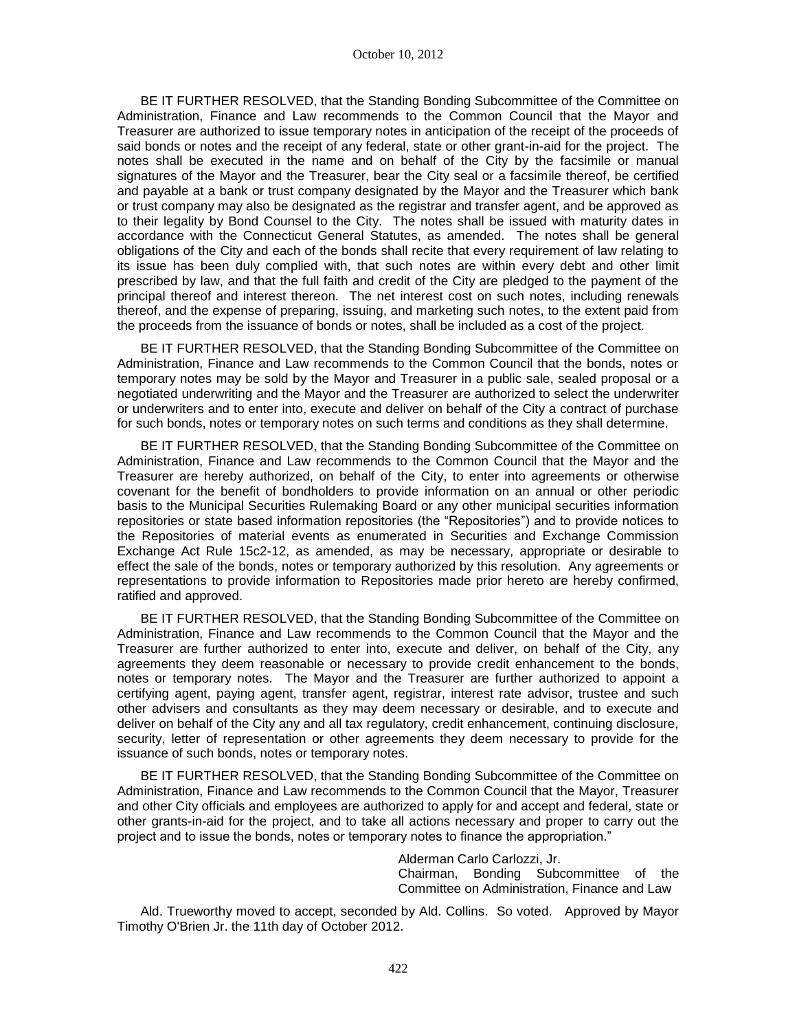BE IT FURTHER RESOLVED, that the Standing Bonding Subcommittee of the Committee on Administration, Finance and Law recommends to the Common Council that the Mayor and Treasurer are authorized to issue temporary notes in anticipation of the receipt of the proceeds of said bonds or notes and the receipt of any federal, state or other grant-in-aid for the project. The notes shall be executed in the name and on behalf of the City by the facsimile or manual signatures of the Mayor and the Treasurer, bear the City seal or a facsimile thereof, be certified and payable at a bank or trust company designated by the Mayor and the Treasurer which bank or trust company may also be designated as the registrar and transfer agent, and be approved as to their legality by Bond Counsel to the City. The notes shall be issued with maturity dates in accordance with the Connecticut General Statutes, as amended. The notes shall be general obligations of the City and each of the bonds shall recite that every requirement of law relating to its issue has been duly complied with, that such notes are within every debt and other limit prescribed by law, and that the full faith and credit of the City are pledged to the payment of the principal thereof and interest thereon. The net interest cost on such notes, including renewals thereof, and the expense of preparing, issuing, and marketing such notes, to the extent paid from the proceeds from the issuance of bonds or notes, shall be included as a cost of the project.

BE IT FURTHER RESOLVED, that the Standing Bonding Subcommittee of the Committee on Administration, Finance and Law recommends to the Common Council that the bonds, notes or temporary notes may be sold by the Mayor and Treasurer in a public sale, sealed proposal or a negotiated underwriting and the Mayor and the Treasurer are authorized to select the underwriter or underwriters and to enter into, execute and deliver on behalf of the City a contract of purchase for such bonds, notes or temporary notes on such terms and conditions as they shall determine.

BE IT FURTHER RESOLVED, that the Standing Bonding Subcommittee of the Committee on Administration, Finance and Law recommends to the Common Council that the Mayor and the Treasurer are hereby authorized, on behalf of the City, to enter into agreements or otherwise covenant for the benefit of bondholders to provide information on an annual or other periodic basis to the Municipal Securities Rulemaking Board or any other municipal securities information repositories or state based information repositories (the "Repositories") and to provide notices to the Repositories of material events as enumerated in Securities and Exchange Commission Exchange Act Rule 15c2-12, as amended, as may be necessary, appropriate or desirable to effect the sale of the bonds, notes or temporary authorized by this resolution. Any agreements or representations to provide information to Repositories made prior hereto are hereby confirmed, ratified and approved.

BE IT FURTHER RESOLVED, that the Standing Bonding Subcommittee of the Committee on Administration, Finance and Law recommends to the Common Council that the Mayor and the Treasurer are further authorized to enter into, execute and deliver, on behalf of the City, any agreements they deem reasonable or necessary to provide credit enhancement to the bonds, notes or temporary notes. The Mayor and the Treasurer are further authorized to appoint a certifying agent, paying agent, transfer agent, registrar, interest rate advisor, trustee and such other advisers and consultants as they may deem necessary or desirable, and to execute and deliver on behalf of the City any and all tax regulatory, credit enhancement, continuing disclosure, security, letter of representation or other agreements they deem necessary to provide for the issuance of such bonds, notes or temporary notes.

BE IT FURTHER RESOLVED, that the Standing Bonding Subcommittee of the Committee on Administration, Finance and Law recommends to the Common Council that the Mayor, Treasurer and other City officials and employees are authorized to apply for and accept and federal, state or other grants-in-aid for the project, and to take all actions necessary and proper to carry out the project and to issue the bonds, notes or temporary notes to finance the appropriation."

Alderman Carlo Carlozzi, Jr.
Chairman, Bonding Subcommittee of the Committee on Administration, Finance and Law

Ald. Trueworthy moved to accept, seconded by Ald. Collins. So voted. Approved by Mayor Timothy O'Brien Jr. the 11th day of October 2012.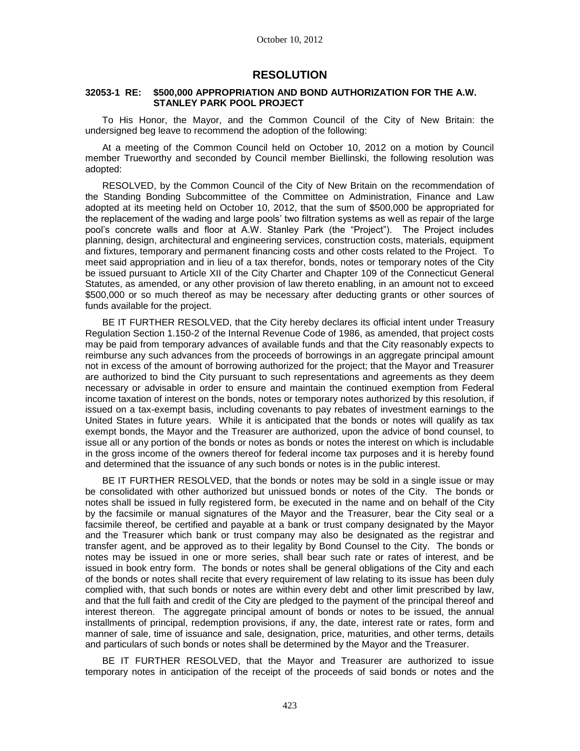# RESOLUTION

### 32053-1 RE: $500,000 APPROPRIATION AND BOND AUTHORIZATION FOR THE A.W. STANLEY PARK POOL PROJECT

To His Honor, the Mayor, and the Common Council of the City of New Britain: the undersigned beg leave to recommend the adoption of the following:

At a meeting of the Common Council held on October 10, 2012 on a motion by Council member Trueworthy and seconded by Council member Biellinski, the following resolution was adopted:

RESOLVED, by the Common Council of the City of New Britain on the recommendation of the Standing Bonding Subcommittee of the Committee on Administration, Finance and Law adopted at its meeting held on October 10, 2012, that the sum of $500,000 be appropriated for the replacement of the wading and large pools' two filtration systems as well as repair of the large pool's concrete walls and floor at A.W. Stanley Park (the "Project"). The Project includes planning, design, architectural and engineering services, construction costs, materials, equipment and fixtures, temporary and permanent financing costs and other costs related to the Project. To meet said appropriation and in lieu of a tax therefor, bonds, notes or temporary notes of the City be issued pursuant to Article XII of the City Charter and Chapter 109 of the Connecticut General Statutes, as amended, or any other provision of law thereto enabling, in an amount not to exceed $500,000 or so much thereof as may be necessary after deducting grants or other sources of funds available for the project.

BE IT FURTHER RESOLVED, that the City hereby declares its official intent under Treasury Regulation Section 1.150-2 of the Internal Revenue Code of 1986, as amended, that project costs may be paid from temporary advances of available funds and that the City reasonably expects to reimburse any such advances from the proceeds of borrowings in an aggregate principal amount not in excess of the amount of borrowing authorized for the project; that the Mayor and Treasurer are authorized to bind the City pursuant to such representations and agreements as they deem necessary or advisable in order to ensure and maintain the continued exemption from Federal income taxation of interest on the bonds, notes or temporary notes authorized by this resolution, if issued on a tax-exempt basis, including covenants to pay rebates of investment earnings to the United States in future years. While it is anticipated that the bonds or notes will qualify as tax exempt bonds, the Mayor and the Treasurer are authorized, upon the advice of bond counsel, to issue all or any portion of the bonds or notes as bonds or notes the interest on which is includable in the gross income of the owners thereof for federal income tax purposes and it is hereby found and determined that the issuance of any such bonds or notes is in the public interest.

BE IT FURTHER RESOLVED, that the bonds or notes may be sold in a single issue or may be consolidated with other authorized but unissued bonds or notes of the City. The bonds or notes shall be issued in fully registered form, be executed in the name and on behalf of the City by the facsimile or manual signatures of the Mayor and the Treasurer, bear the City seal or a facsimile thereof, be certified and payable at a bank or trust company designated by the Mayor and the Treasurer which bank or trust company may also be designated as the registrar and transfer agent, and be approved as to their legality by Bond Counsel to the City. The bonds or notes may be issued in one or more series, shall bear such rate or rates of interest, and be issued in book entry form. The bonds or notes shall be general obligations of the City and each of the bonds or notes shall recite that every requirement of law relating to its issue has been duly complied with, that such bonds or notes are within every debt and other limit prescribed by law, and that the full faith and credit of the City are pledged to the payment of the principal thereof and interest thereon. The aggregate principal amount of bonds or notes to be issued, the annual installments of principal, redemption provisions, if any, the date, interest rate or rates, form and manner of sale, time of issuance and sale, designation, price, maturities, and other terms, details and particulars of such bonds or notes shall be determined by the Mayor and the Treasurer.

BE IT FURTHER RESOLVED, that the Mayor and Treasurer are authorized to issue temporary notes in anticipation of the receipt of the proceeds of said bonds or notes and the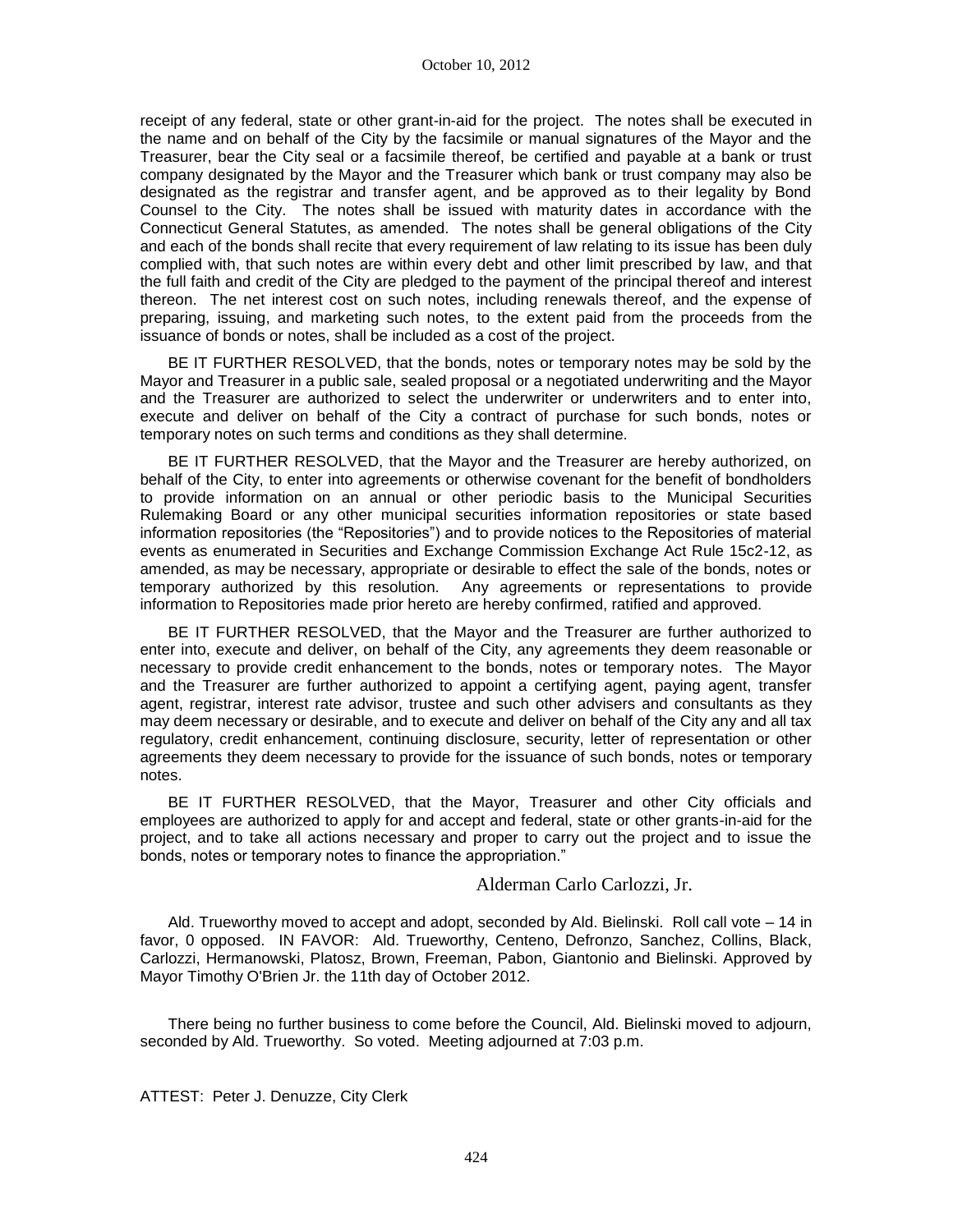receipt of any federal, state or other grant-in-aid for the project. The notes shall be executed in the name and on behalf of the City by the facsimile or manual signatures of the Mayor and the Treasurer, bear the City seal or a facsimile thereof, be certified and payable at a bank or trust company designated by the Mayor and the Treasurer which bank or trust company may also be designated as the registrar and transfer agent, and be approved as to their legality by Bond Counsel to the City. The notes shall be issued with maturity dates in accordance with the Connecticut General Statutes, as amended. The notes shall be general obligations of the City and each of the bonds shall recite that every requirement of law relating to its issue has been duly complied with, that such notes are within every debt and other limit prescribed by law, and that the full faith and credit of the City are pledged to the payment of the principal thereof and interest thereon. The net interest cost on such notes, including renewals thereof, and the expense of preparing, issuing, and marketing such notes, to the extent paid from the proceeds from the issuance of bonds or notes, shall be included as a cost of the project.

BE IT FURTHER RESOLVED, that the bonds, notes or temporary notes may be sold by the Mayor and Treasurer in a public sale, sealed proposal or a negotiated underwriting and the Mayor and the Treasurer are authorized to select the underwriter or underwriters and to enter into, execute and deliver on behalf of the City a contract of purchase for such bonds, notes or temporary notes on such terms and conditions as they shall determine.

BE IT FURTHER RESOLVED, that the Mayor and the Treasurer are hereby authorized, on behalf of the City, to enter into agreements or otherwise covenant for the benefit of bondholders to provide information on an annual or other periodic basis to the Municipal Securities Rulemaking Board or any other municipal securities information repositories or state based information repositories (the "Repositories") and to provide notices to the Repositories of material events as enumerated in Securities and Exchange Commission Exchange Act Rule 15c2-12, as amended, as may be necessary, appropriate or desirable to effect the sale of the bonds, notes or temporary authorized by this resolution. Any agreements or representations to provide information to Repositories made prior hereto are hereby confirmed, ratified and approved.

BE IT FURTHER RESOLVED, that the Mayor and the Treasurer are further authorized to enter into, execute and deliver, on behalf of the City, any agreements they deem reasonable or necessary to provide credit enhancement to the bonds, notes or temporary notes. The Mayor and the Treasurer are further authorized to appoint a certifying agent, paying agent, transfer agent, registrar, interest rate advisor, trustee and such other advisers and consultants as they may deem necessary or desirable, and to execute and deliver on behalf of the City any and all tax regulatory, credit enhancement, continuing disclosure, security, letter of representation or other agreements they deem necessary to provide for the issuance of such bonds, notes or temporary notes.

BE IT FURTHER RESOLVED, that the Mayor, Treasurer and other City officials and employees are authorized to apply for and accept and federal, state or other grants-in-aid for the project, and to take all actions necessary and proper to carry out the project and to issue the bonds, notes or temporary notes to finance the appropriation."

Alderman Carlo Carlozzi, Jr.

Ald. Trueworthy moved to accept and adopt, seconded by Ald. Bielinski. Roll call vote – 14 in favor, 0 opposed. IN FAVOR: Ald. Trueworthy, Centeno, Defronzo, Sanchez, Collins, Black, Carlozzi, Hermanowski, Platosz, Brown, Freeman, Pabon, Giantonio and Bielinski. Approved by Mayor Timothy O'Brien Jr. the 11th day of October 2012.

There being no further business to come before the Council, Ald. Bielinski moved to adjourn, seconded by Ald. Trueworthy. So voted. Meeting adjourned at 7:03 p.m.

ATTEST: Peter J. Denuzze, City Clerk